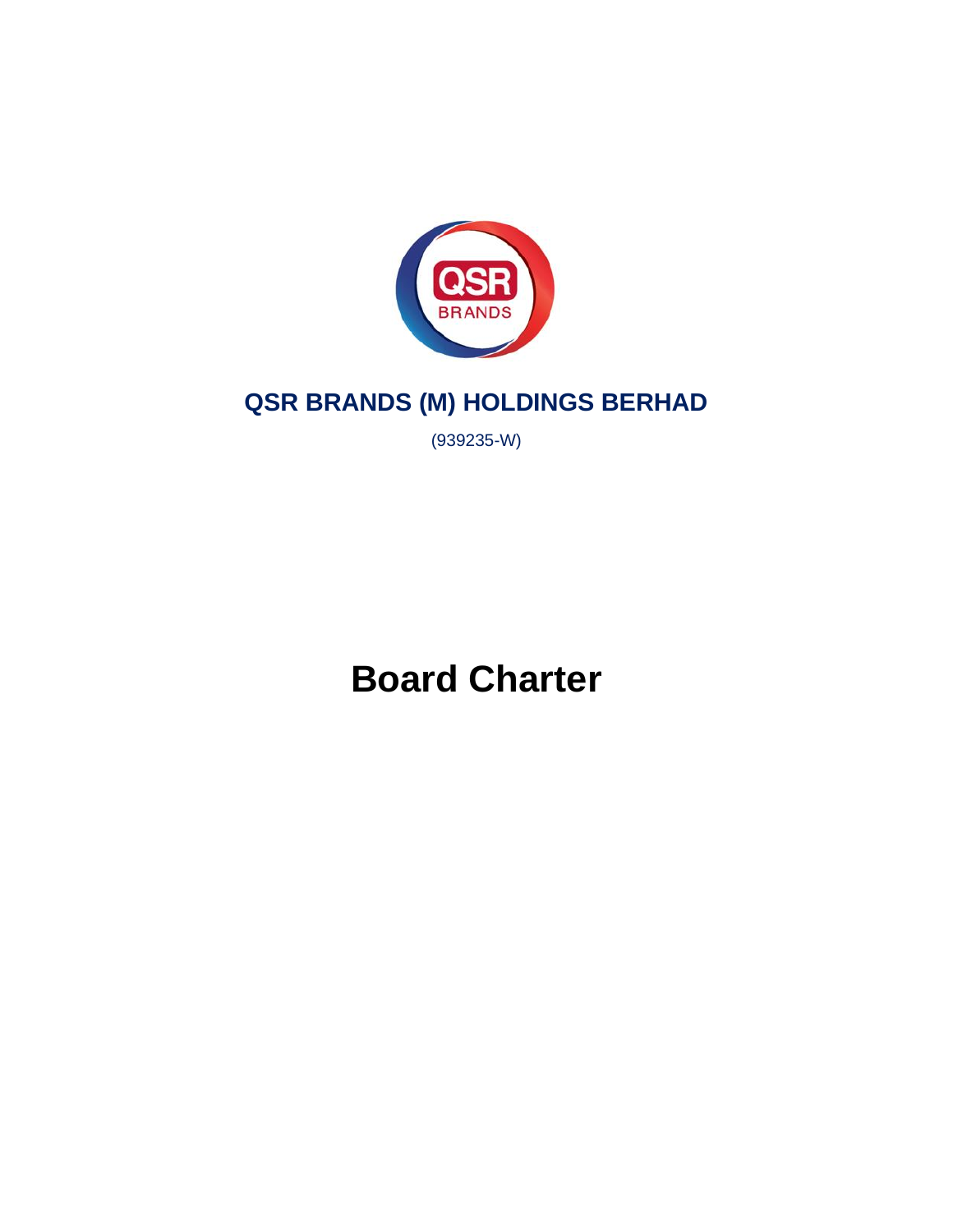# QSR BRANDS (M) HOLDINGS BERHAD

(939235-W)

# Board Charter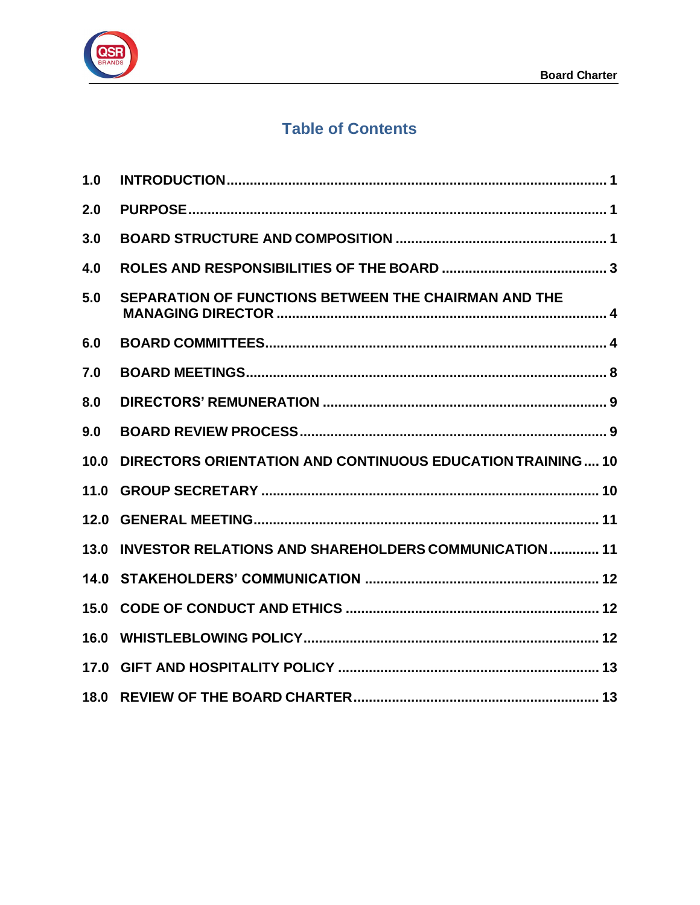# Table of Contents

| | | |
|---|---|---|
| **1.0** | **INTRODUCTION** | **1** |
| **2.0** | **PURPOSE** | **1** |
| **3.0** | **BOARD STRUCTURE AND COMPOSITION** | **1** |
| **4.0** | **ROLES AND RESPONSIBILITIES OF THE BOARD** | **3** |
| **5.0** | **SEPARATION OF FUNCTIONS BETWEEN THE CHAIRMAN AND THE MANAGING DIRECTOR** | **4** |
| **6.0** | **BOARD COMMITTEES** | **4** |
| **7.0** | **BOARD MEETINGS** | **8** |
| **8.0** | **DIRECTORS' REMUNERATION** | **9** |
| **9.0** | **BOARD REVIEW PROCESS** | **9** |
| **10.0** | **DIRECTORS ORIENTATION AND CONTINUOUS EDUCATION TRAINING** | **10** |
| **11.0** | **GROUP SECRETARY** | **10** |
| **12.0** | **GENERAL MEETING** | **11** |
| **13.0** | **INVESTOR RELATIONS AND SHAREHOLDERS COMMUNICATION** | **11** |
| **14.0** | **STAKEHOLDERS' COMMUNICATION** | **12** |
| **15.0** | **CODE OF CONDUCT AND ETHICS** | **12** |
| **16.0** | **WHISTLEBLOWING POLICY** | **12** |
| **17.0** | **GIFT AND HOSPITALITY POLICY** | **13** |
| **18.0** | **REVIEW OF THE BOARD CHARTER** | **13** |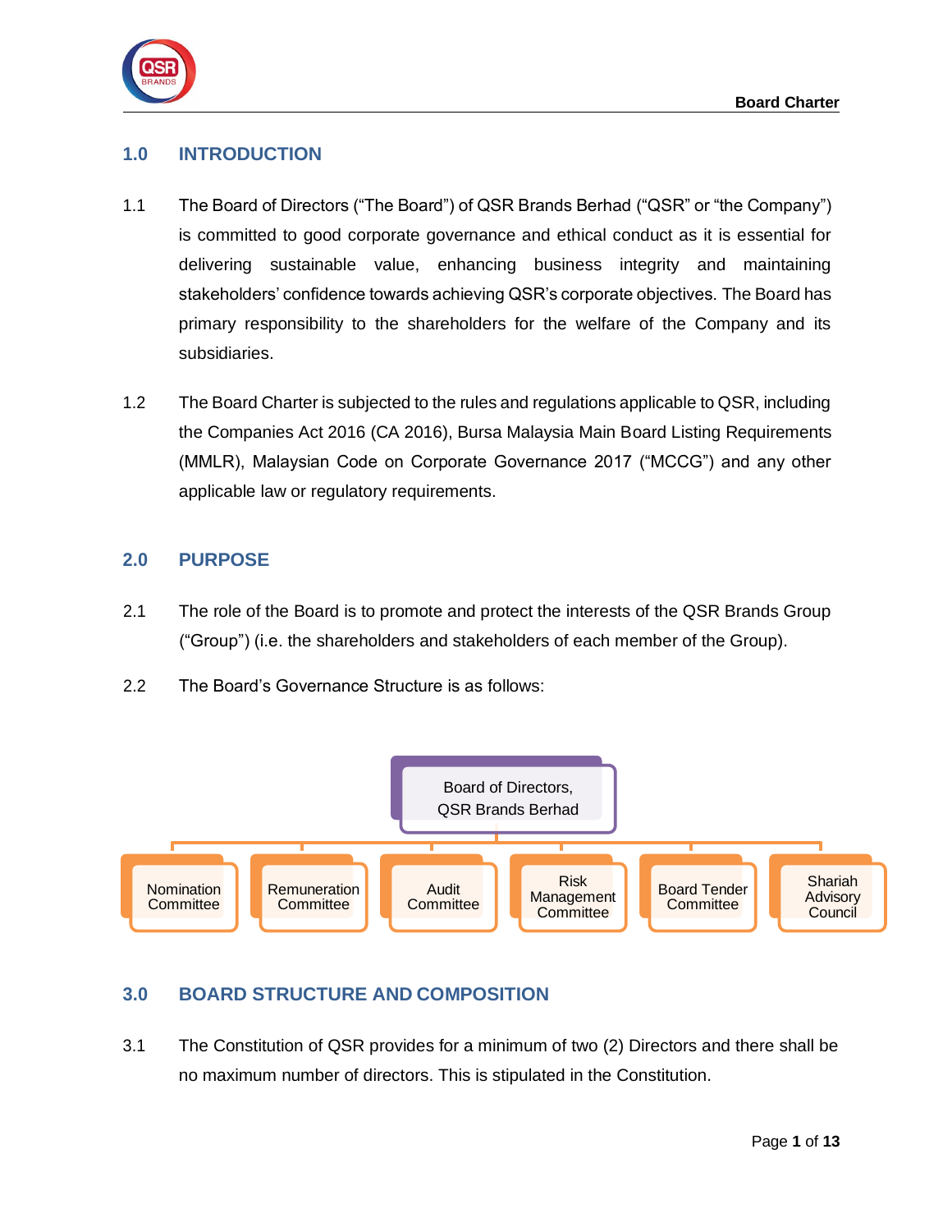## 1.0 INTRODUCTION

1.1 The Board of Directors ("The Board") of QSR Brands Berhad ("QSR" or "the Company") is committed to good corporate governance and ethical conduct as it is essential for delivering sustainable value, enhancing business integrity and maintaining stakeholders' confidence towards achieving QSR's corporate objectives. The Board has primary responsibility to the shareholders for the welfare of the Company and its subsidiaries.

1.2 The Board Charter is subjected to the rules and regulations applicable to QSR, including the Companies Act 2016 (CA 2016), Bursa Malaysia Main Board Listing Requirements (MMLR), Malaysian Code on Corporate Governance 2017 ("MCCG") and any other applicable law or regulatory requirements.

## 2.0 PURPOSE

2.1 The role of the Board is to promote and protect the interests of the QSR Brands Group ("Group") (i.e. the shareholders and stakeholders of each member of the Group).

2.2 The Board's Governance Structure is as follows:

- Board of Directors, QSR Brands Berhad
  - Nomination Committee
  - Remuneration Committee
  - Audit Committee
  - Risk Management Committee
  - Board Tender Committee
  - Shariah Advisory Council

## 3.0 BOARD STRUCTURE AND COMPOSITION

3.1 The Constitution of QSR provides for a minimum of two (2) Directors and there shall be no maximum number of directors. This is stipulated in the Constitution.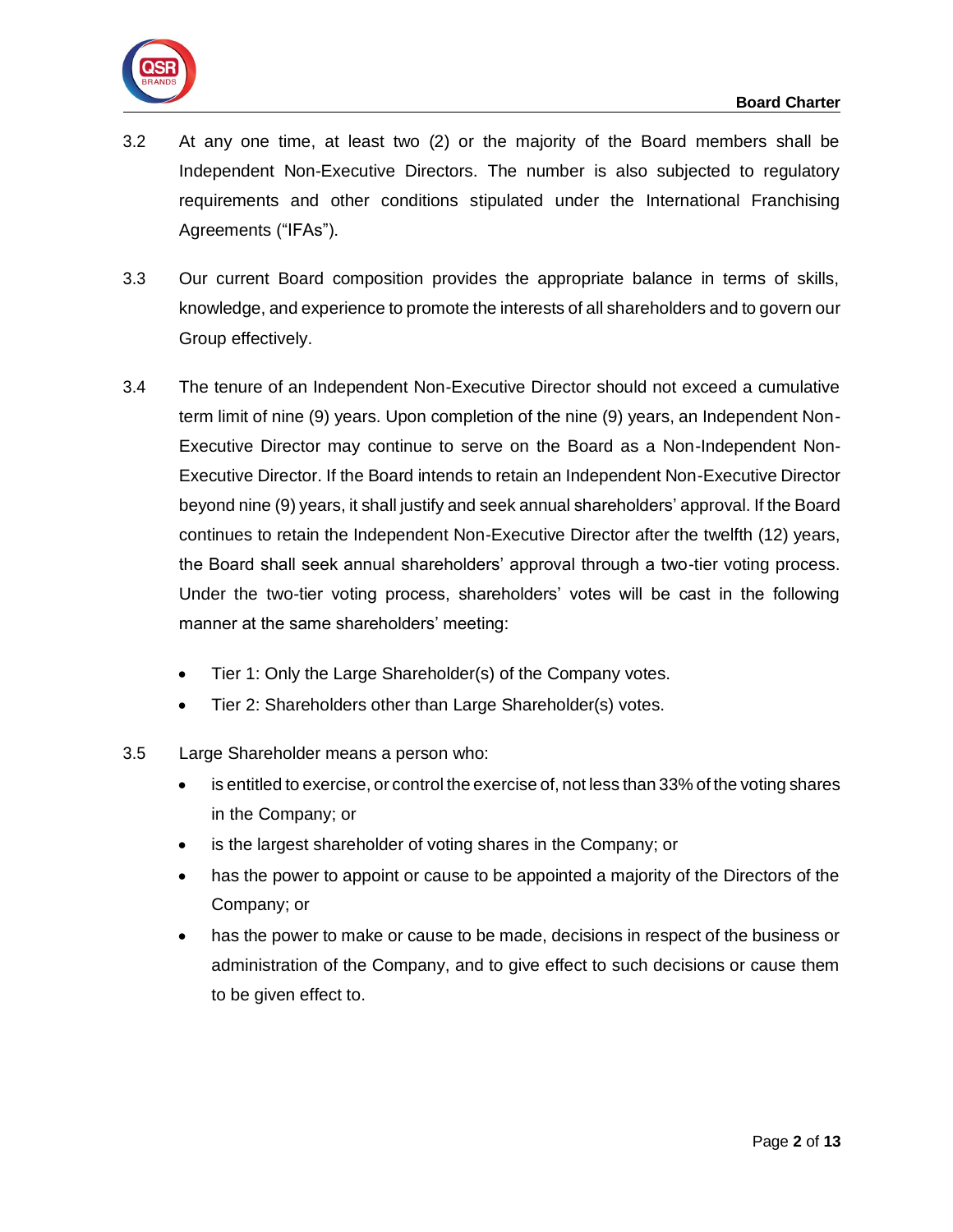3.2 At any one time, at least two (2) or the majority of the Board members shall be Independent Non-Executive Directors. The number is also subjected to regulatory requirements and other conditions stipulated under the International Franchising Agreements ("IFAs").

3.3 Our current Board composition provides the appropriate balance in terms of skills, knowledge, and experience to promote the interests of all shareholders and to govern our Group effectively.

3.4 The tenure of an Independent Non-Executive Director should not exceed a cumulative term limit of nine (9) years. Upon completion of the nine (9) years, an Independent Non-Executive Director may continue to serve on the Board as a Non-Independent Non-Executive Director. If the Board intends to retain an Independent Non-Executive Director beyond nine (9) years, it shall justify and seek annual shareholders' approval. If the Board continues to retain the Independent Non-Executive Director after the twelfth (12) years, the Board shall seek annual shareholders' approval through a two-tier voting process. Under the two-tier voting process, shareholders' votes will be cast in the following manner at the same shareholders' meeting:

- Tier 1: Only the Large Shareholder(s) of the Company votes.
- Tier 2: Shareholders other than Large Shareholder(s) votes.

3.5 Large Shareholder means a person who:

- is entitled to exercise, or control the exercise of, not less than 33% of the voting shares in the Company; or
- is the largest shareholder of voting shares in the Company; or
- has the power to appoint or cause to be appointed a majority of the Directors of the Company; or
- has the power to make or cause to be made, decisions in respect of the business or administration of the Company, and to give effect to such decisions or cause them to be given effect to.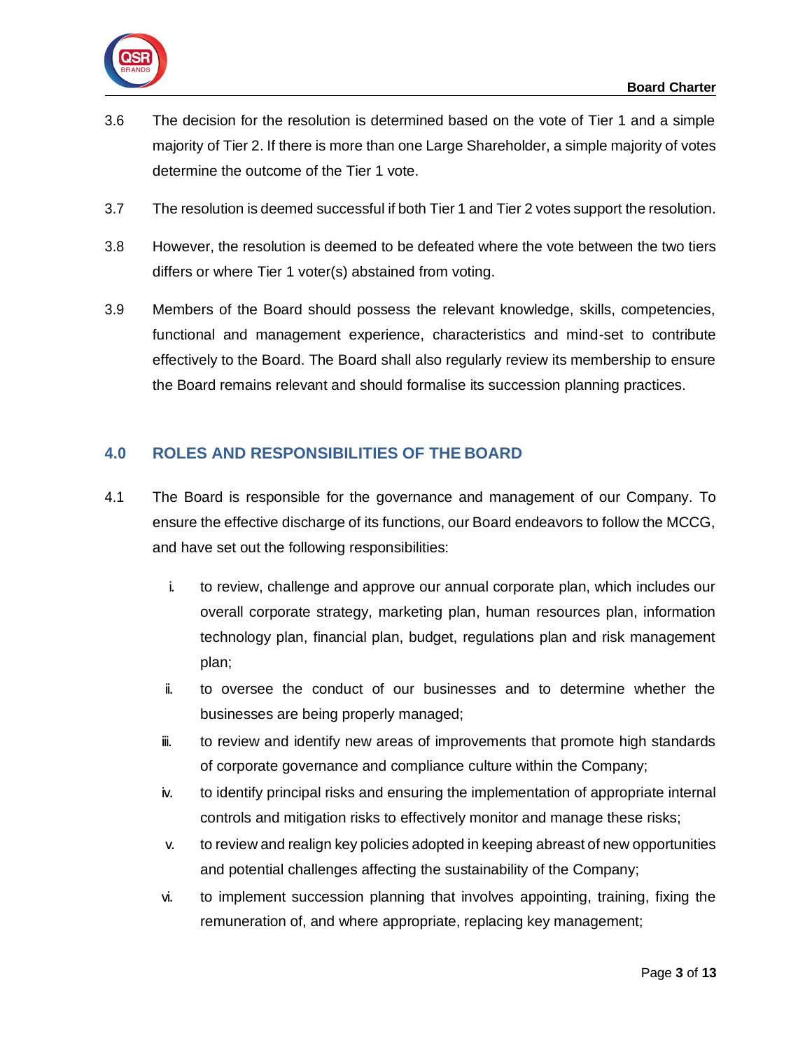3.6 The decision for the resolution is determined based on the vote of Tier 1 and a simple majority of Tier 2. If there is more than one Large Shareholder, a simple majority of votes determine the outcome of the Tier 1 vote.

3.7 The resolution is deemed successful if both Tier 1 and Tier 2 votes support the resolution.

3.8 However, the resolution is deemed to be defeated where the vote between the two tiers differs or where Tier 1 voter(s) abstained from voting.

3.9 Members of the Board should possess the relevant knowledge, skills, competencies, functional and management experience, characteristics and mind-set to contribute effectively to the Board. The Board shall also regularly review its membership to ensure the Board remains relevant and should formalise its succession planning practices.

## 4.0 ROLES AND RESPONSIBILITIES OF THE BOARD

4.1 The Board is responsible for the governance and management of our Company. To ensure the effective discharge of its functions, our Board endeavors to follow the MCCG, and have set out the following responsibilities:

i. to review, challenge and approve our annual corporate plan, which includes our overall corporate strategy, marketing plan, human resources plan, information technology plan, financial plan, budget, regulations plan and risk management plan;

ii. to oversee the conduct of our businesses and to determine whether the businesses are being properly managed;

iii. to review and identify new areas of improvements that promote high standards of corporate governance and compliance culture within the Company;

iv. to identify principal risks and ensuring the implementation of appropriate internal controls and mitigation risks to effectively monitor and manage these risks;

v. to review and realign key policies adopted in keeping abreast of new opportunities and potential challenges affecting the sustainability of the Company;

vi. to implement succession planning that involves appointing, training, fixing the remuneration of, and where appropriate, replacing key management;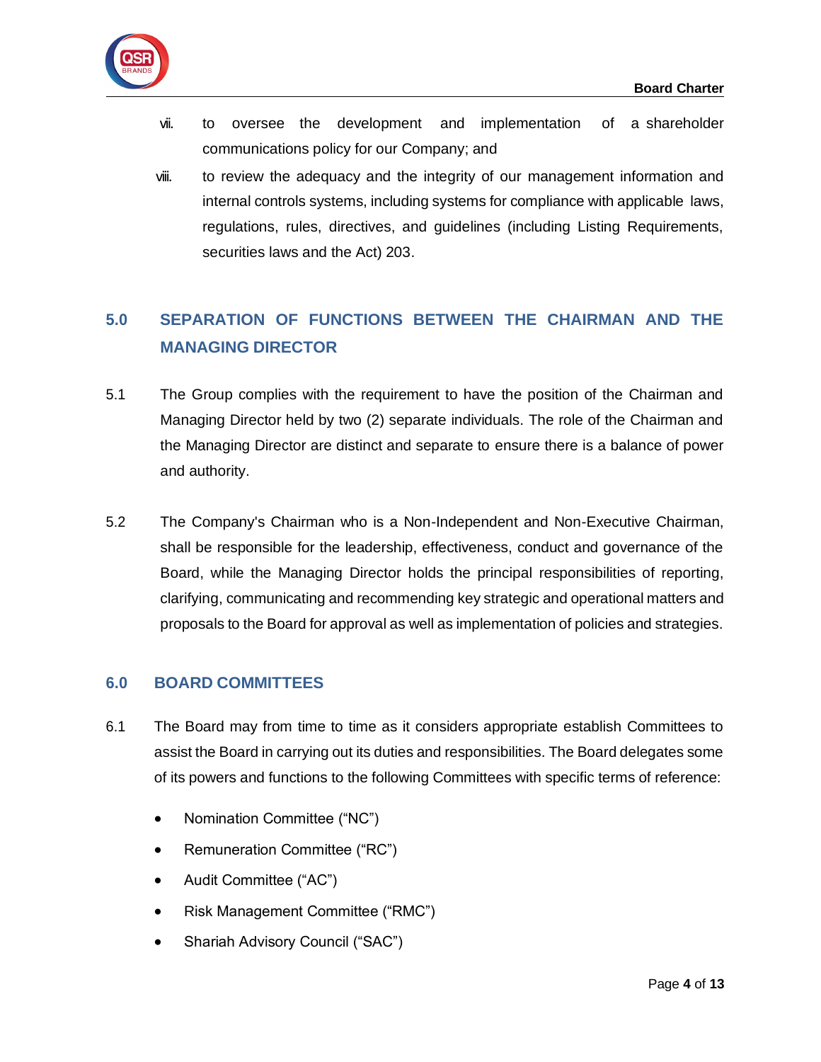vii. to oversee the development and implementation of a shareholder communications policy for our Company; and

viii. to review the adequacy and the integrity of our management information and internal controls systems, including systems for compliance with applicable laws, regulations, rules, directives, and guidelines (including Listing Requirements, securities laws and the Act) 203.

## 5.0 SEPARATION OF FUNCTIONS BETWEEN THE CHAIRMAN AND THE MANAGING DIRECTOR

5.1 The Group complies with the requirement to have the position of the Chairman and Managing Director held by two (2) separate individuals. The role of the Chairman and the Managing Director are distinct and separate to ensure there is a balance of power and authority.

5.2 The Company's Chairman who is a Non-Independent and Non-Executive Chairman, shall be responsible for the leadership, effectiveness, conduct and governance of the Board, while the Managing Director holds the principal responsibilities of reporting, clarifying, communicating and recommending key strategic and operational matters and proposals to the Board for approval as well as implementation of policies and strategies.

## 6.0 BOARD COMMITTEES

6.1 The Board may from time to time as it considers appropriate establish Committees to assist the Board in carrying out its duties and responsibilities. The Board delegates some of its powers and functions to the following Committees with specific terms of reference:

- Nomination Committee (“NC”)
- Remuneration Committee (“RC”)
- Audit Committee (“AC”)
- Risk Management Committee (“RMC”)
- Shariah Advisory Council (“SAC”)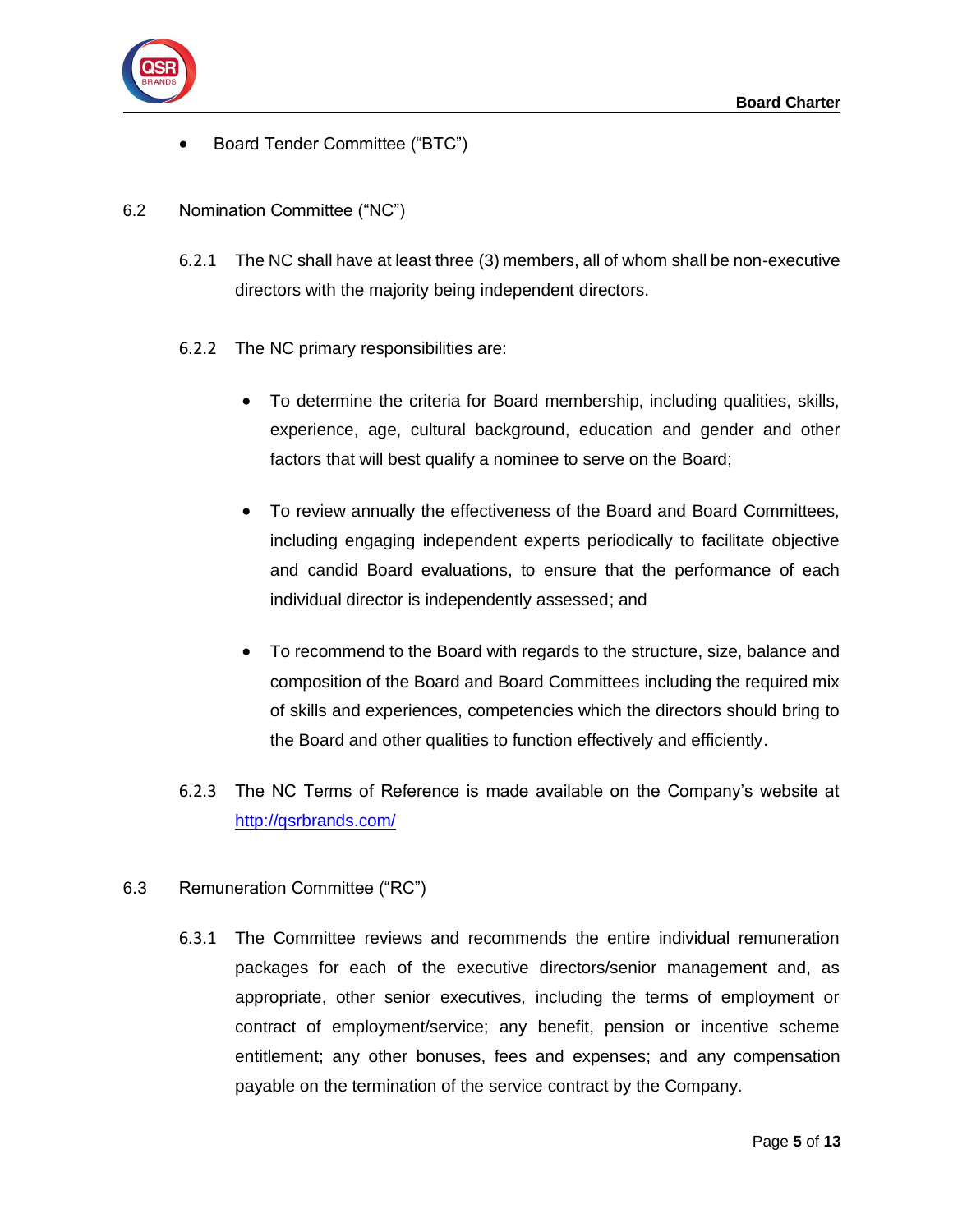- Board Tender Committee ("BTC")

## 6.2 Nomination Committee ("NC")

6.2.1 The NC shall have at least three (3) members, all of whom shall be non-executive directors with the majority being independent directors.

6.2.2 The NC primary responsibilities are:

- To determine the criteria for Board membership, including qualities, skills, experience, age, cultural background, education and gender and other factors that will best qualify a nominee to serve on the Board;

- To review annually the effectiveness of the Board and Board Committees, including engaging independent experts periodically to facilitate objective and candid Board evaluations, to ensure that the performance of each individual director is independently assessed; and

- To recommend to the Board with regards to the structure, size, balance and composition of the Board and Board Committees including the required mix of skills and experiences, competencies which the directors should bring to the Board and other qualities to function effectively and efficiently.

6.2.3 The NC Terms of Reference is made available on the Company's website at [http://qsrbrands.com/](http://qsrbrands.com/)

## 6.3 Remuneration Committee ("RC")

6.3.1 The Committee reviews and recommends the entire individual remuneration packages for each of the executive directors/senior management and, as appropriate, other senior executives, including the terms of employment or contract of employment/service; any benefit, pension or incentive scheme entitlement; any other bonuses, fees and expenses; and any compensation payable on the termination of the service contract by the Company.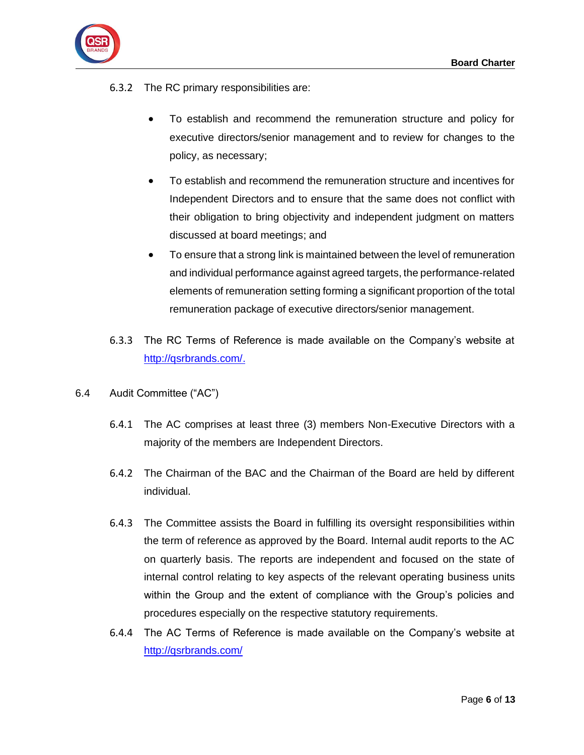6.3.2 The RC primary responsibilities are:

- To establish and recommend the remuneration structure and policy for executive directors/senior management and to review for changes to the policy, as necessary;
- To establish and recommend the remuneration structure and incentives for Independent Directors and to ensure that the same does not conflict with their obligation to bring objectivity and independent judgment on matters discussed at board meetings; and
- To ensure that a strong link is maintained between the level of remuneration and individual performance against agreed targets, the performance-related elements of remuneration setting forming a significant proportion of the total remuneration package of executive directors/senior management.

6.3.3 The RC Terms of Reference is made available on the Company's website at [http://qsrbrands.com/.](http://qsrbrands.com/)

6.4 Audit Committee ("AC")

6.4.1 The AC comprises at least three (3) members Non-Executive Directors with a majority of the members are Independent Directors.

6.4.2 The Chairman of the BAC and the Chairman of the Board are held by different individual.

6.4.3 The Committee assists the Board in fulfilling its oversight responsibilities within the term of reference as approved by the Board. Internal audit reports to the AC on quarterly basis. The reports are independent and focused on the state of internal control relating to key aspects of the relevant operating business units within the Group and the extent of compliance with the Group's policies and procedures especially on the respective statutory requirements.

6.4.4 The AC Terms of Reference is made available on the Company's website at [http://qsrbrands.com/](http://qsrbrands.com/)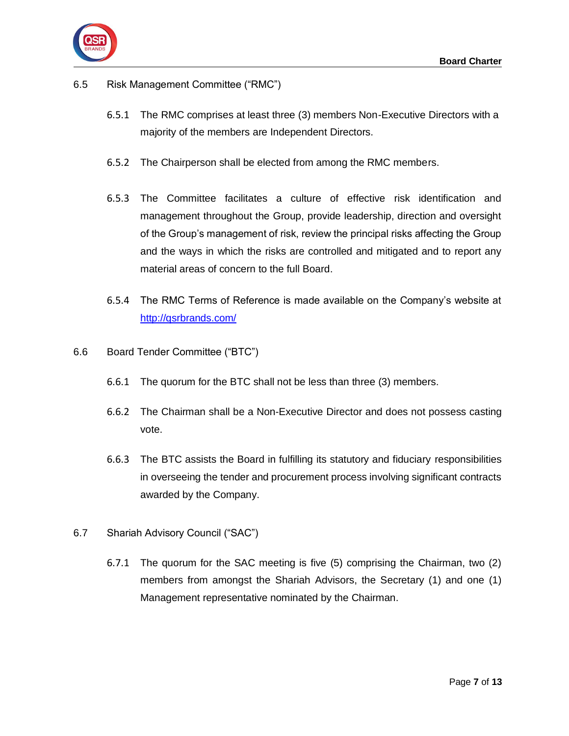## 6.5 Risk Management Committee ("RMC")

6.5.1 The RMC comprises at least three (3) members Non-Executive Directors with a majority of the members are Independent Directors.

6.5.2 The Chairperson shall be elected from among the RMC members.

6.5.3 The Committee facilitates a culture of effective risk identification and management throughout the Group, provide leadership, direction and oversight of the Group's management of risk, review the principal risks affecting the Group and the ways in which the risks are controlled and mitigated and to report any material areas of concern to the full Board.

6.5.4 The RMC Terms of Reference is made available on the Company's website at [http://qsrbrands.com/](http://qsrbrands.com/)

## 6.6 Board Tender Committee ("BTC")

6.6.1 The quorum for the BTC shall not be less than three (3) members.

6.6.2 The Chairman shall be a Non-Executive Director and does not possess casting vote.

6.6.3 The BTC assists the Board in fulfilling its statutory and fiduciary responsibilities in overseeing the tender and procurement process involving significant contracts awarded by the Company.

## 6.7 Shariah Advisory Council ("SAC")

6.7.1 The quorum for the SAC meeting is five (5) comprising the Chairman, two (2) members from amongst the Shariah Advisors, the Secretary (1) and one (1) Management representative nominated by the Chairman.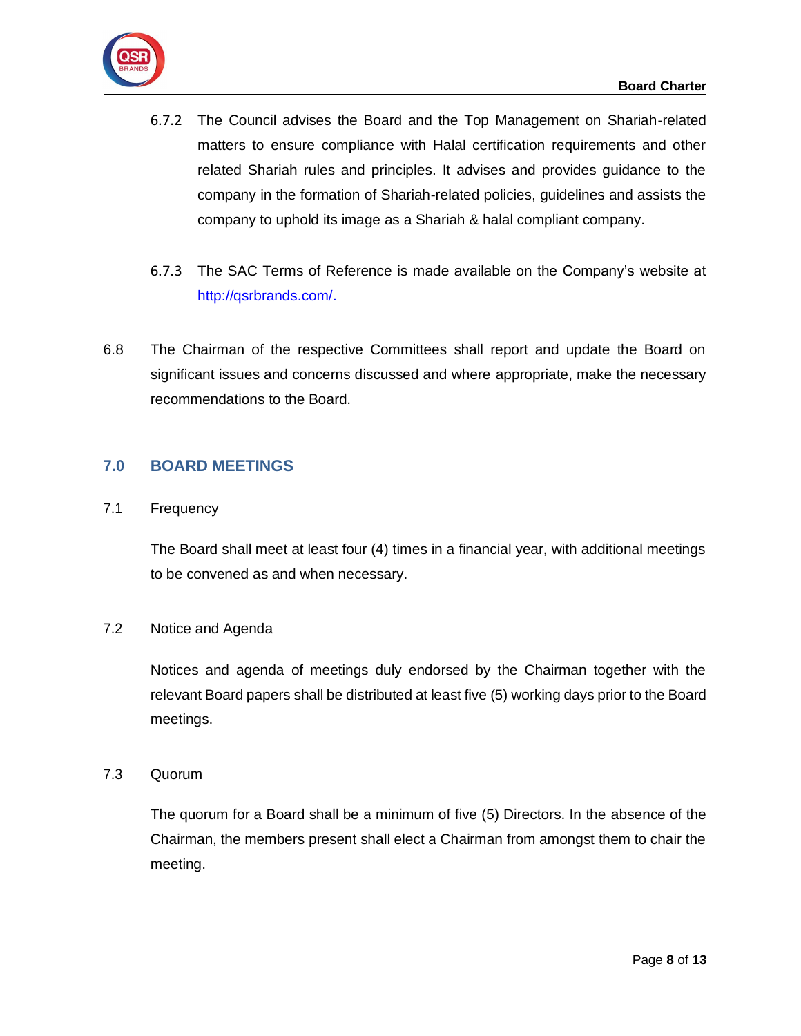6.7.2 The Council advises the Board and the Top Management on Shariah-related matters to ensure compliance with Halal certification requirements and other related Shariah rules and principles. It advises and provides guidance to the company in the formation of Shariah-related policies, guidelines and assists the company to uphold its image as a Shariah & halal compliant company.

6.7.3 The SAC Terms of Reference is made available on the Company's website at [http://qsrbrands.com/.](http://qsrbrands.com/)

6.8 The Chairman of the respective Committees shall report and update the Board on significant issues and concerns discussed and where appropriate, make the necessary recommendations to the Board.

## 7.0 BOARD MEETINGS

7.1 Frequency

The Board shall meet at least four (4) times in a financial year, with additional meetings to be convened as and when necessary.

7.2 Notice and Agenda

Notices and agenda of meetings duly endorsed by the Chairman together with the relevant Board papers shall be distributed at least five (5) working days prior to the Board meetings.

7.3 Quorum

The quorum for a Board shall be a minimum of five (5) Directors. In the absence of the Chairman, the members present shall elect a Chairman from amongst them to chair the meeting.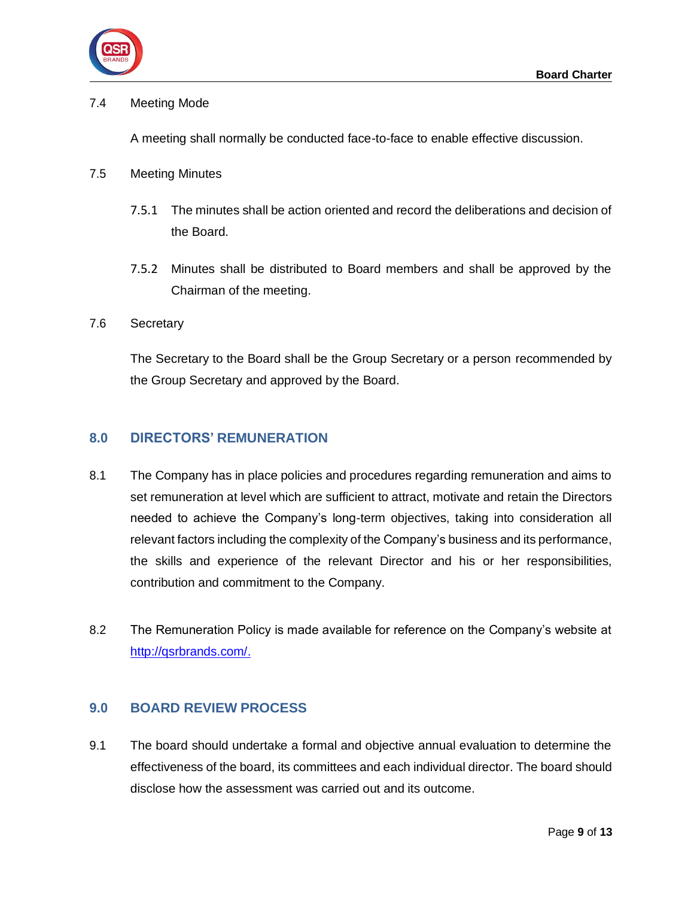7.4 Meeting Mode

A meeting shall normally be conducted face-to-face to enable effective discussion.

7.5 Meeting Minutes

7.5.1 The minutes shall be action oriented and record the deliberations and decision of the Board.

7.5.2 Minutes shall be distributed to Board members and shall be approved by the Chairman of the meeting.

7.6 Secretary

The Secretary to the Board shall be the Group Secretary or a person recommended by the Group Secretary and approved by the Board.

## 8.0 DIRECTORS' REMUNERATION

8.1 The Company has in place policies and procedures regarding remuneration and aims to set remuneration at level which are sufficient to attract, motivate and retain the Directors needed to achieve the Company's long-term objectives, taking into consideration all relevant factors including the complexity of the Company's business and its performance, the skills and experience of the relevant Director and his or her responsibilities, contribution and commitment to the Company.

8.2 The Remuneration Policy is made available for reference on the Company's website at [http://qsrbrands.com/.](http://qsrbrands.com/)

## 9.0 BOARD REVIEW PROCESS

9.1 The board should undertake a formal and objective annual evaluation to determine the effectiveness of the board, its committees and each individual director. The board should disclose how the assessment was carried out and its outcome.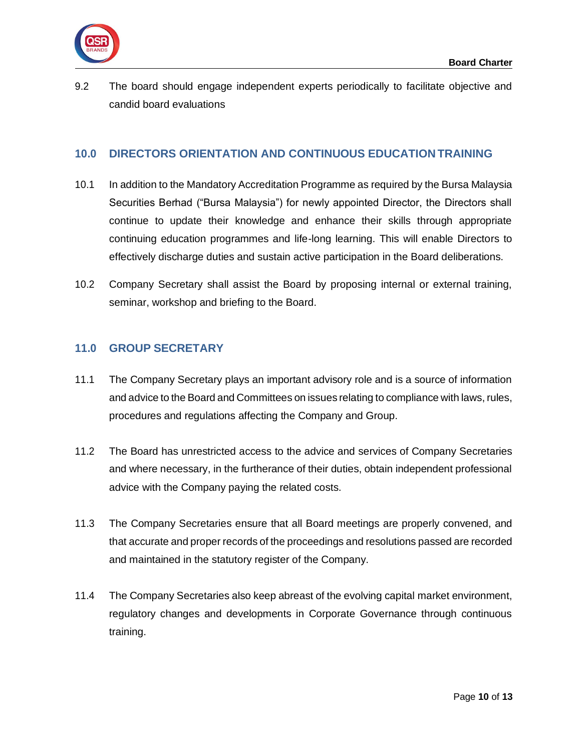9.2 The board should engage independent experts periodically to facilitate objective and candid board evaluations

## 10.0 DIRECTORS ORIENTATION AND CONTINUOUS EDUCATION TRAINING

10.1 In addition to the Mandatory Accreditation Programme as required by the Bursa Malaysia Securities Berhad ("Bursa Malaysia") for newly appointed Director, the Directors shall continue to update their knowledge and enhance their skills through appropriate continuing education programmes and life-long learning. This will enable Directors to effectively discharge duties and sustain active participation in the Board deliberations.

10.2 Company Secretary shall assist the Board by proposing internal or external training, seminar, workshop and briefing to the Board.

## 11.0 GROUP SECRETARY

11.1 The Company Secretary plays an important advisory role and is a source of information and advice to the Board and Committees on issues relating to compliance with laws, rules, procedures and regulations affecting the Company and Group.

11.2 The Board has unrestricted access to the advice and services of Company Secretaries and where necessary, in the furtherance of their duties, obtain independent professional advice with the Company paying the related costs.

11.3 The Company Secretaries ensure that all Board meetings are properly convened, and that accurate and proper records of the proceedings and resolutions passed are recorded and maintained in the statutory register of the Company.

11.4 The Company Secretaries also keep abreast of the evolving capital market environment, regulatory changes and developments in Corporate Governance through continuous training.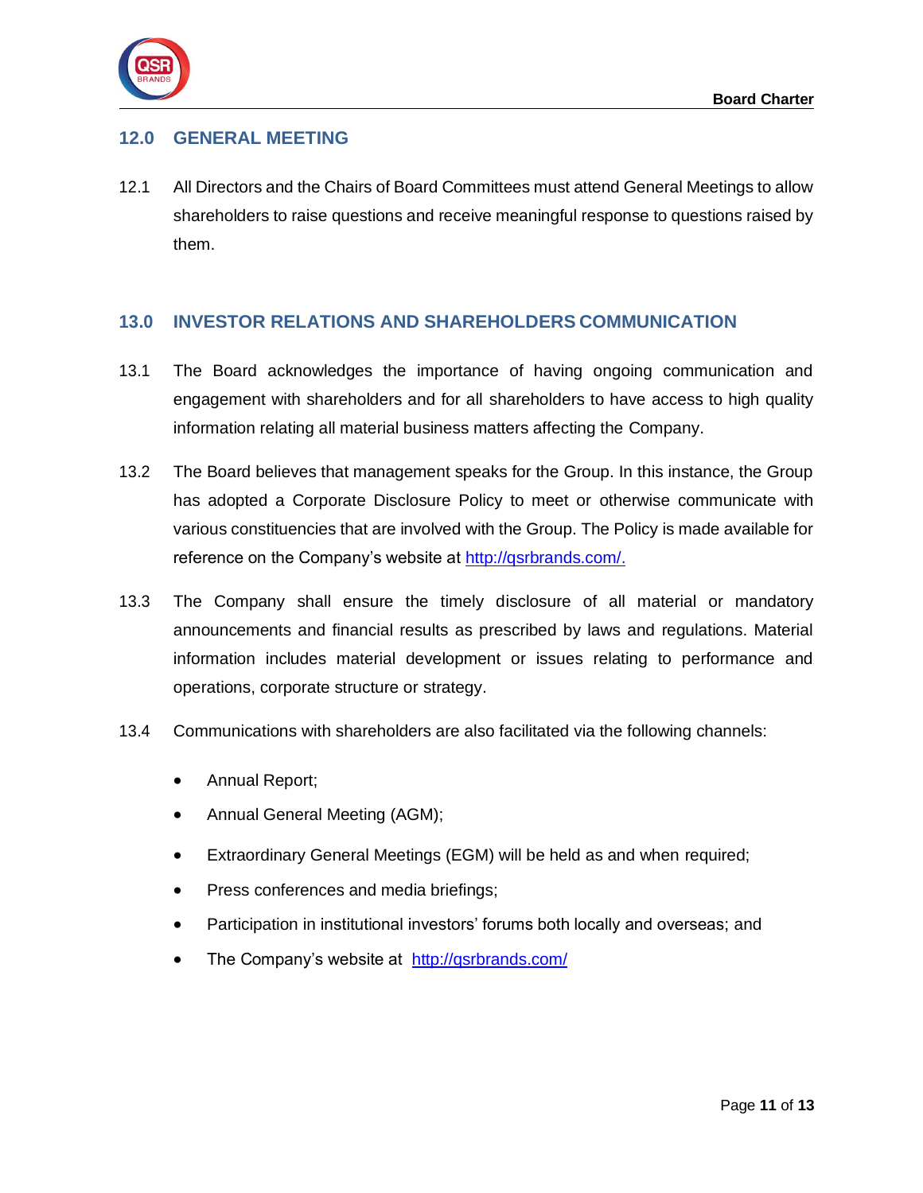## 12.0 GENERAL MEETING

12.1 All Directors and the Chairs of Board Committees must attend General Meetings to allow shareholders to raise questions and receive meaningful response to questions raised by them.

## 13.0 INVESTOR RELATIONS AND SHAREHOLDERS COMMUNICATION

13.1 The Board acknowledges the importance of having ongoing communication and engagement with shareholders and for all shareholders to have access to high quality information relating all material business matters affecting the Company.

13.2 The Board believes that management speaks for the Group. In this instance, the Group has adopted a Corporate Disclosure Policy to meet or otherwise communicate with various constituencies that are involved with the Group. The Policy is made available for reference on the Company's website at http://qsrbrands.com/.

13.3 The Company shall ensure the timely disclosure of all material or mandatory announcements and financial results as prescribed by laws and regulations. Material information includes material development or issues relating to performance and operations, corporate structure or strategy.

13.4 Communications with shareholders are also facilitated via the following channels:

- Annual Report;
- Annual General Meeting (AGM);
- Extraordinary General Meetings (EGM) will be held as and when required;
- Press conferences and media briefings;
- Participation in institutional investors' forums both locally and overseas; and
- The Company's website at http://qsrbrands.com/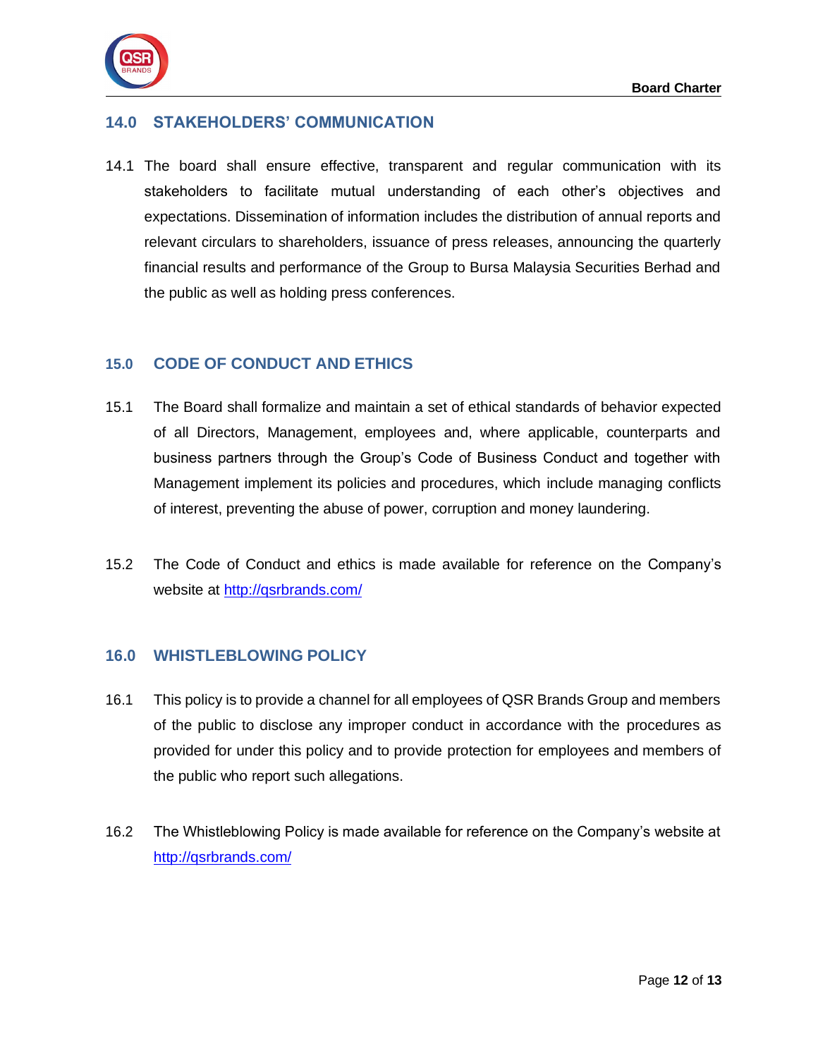## 14.0 STAKEHOLDERS' COMMUNICATION

14.1 The board shall ensure effective, transparent and regular communication with its stakeholders to facilitate mutual understanding of each other's objectives and expectations. Dissemination of information includes the distribution of annual reports and relevant circulars to shareholders, issuance of press releases, announcing the quarterly financial results and performance of the Group to Bursa Malaysia Securities Berhad and the public as well as holding press conferences.

## 15.0 CODE OF CONDUCT AND ETHICS

15.1 The Board shall formalize and maintain a set of ethical standards of behavior expected of all Directors, Management, employees and, where applicable, counterparts and business partners through the Group's Code of Business Conduct and together with Management implement its policies and procedures, which include managing conflicts of interest, preventing the abuse of power, corruption and money laundering.

15.2 The Code of Conduct and ethics is made available for reference on the Company's website at http://qsrbrands.com/

## 16.0 WHISTLEBLOWING POLICY

16.1 This policy is to provide a channel for all employees of QSR Brands Group and members of the public to disclose any improper conduct in accordance with the procedures as provided for under this policy and to provide protection for employees and members of the public who report such allegations.

16.2 The Whistleblowing Policy is made available for reference on the Company's website at http://qsrbrands.com/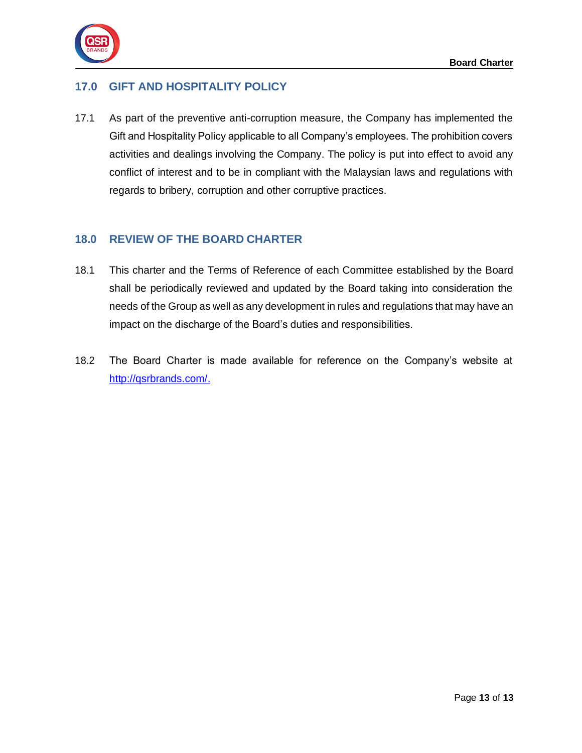## 17.0 GIFT AND HOSPITALITY POLICY

17.1 As part of the preventive anti-corruption measure, the Company has implemented the Gift and Hospitality Policy applicable to all Company's employees. The prohibition covers activities and dealings involving the Company. The policy is put into effect to avoid any conflict of interest and to be in compliant with the Malaysian laws and regulations with regards to bribery, corruption and other corruptive practices.

## 18.0 REVIEW OF THE BOARD CHARTER

18.1 This charter and the Terms of Reference of each Committee established by the Board shall be periodically reviewed and updated by the Board taking into consideration the needs of the Group as well as any development in rules and regulations that may have an impact on the discharge of the Board's duties and responsibilities.

18.2 The Board Charter is made available for reference on the Company's website at [http://qsrbrands.com/.](http://qsrbrands.com/)